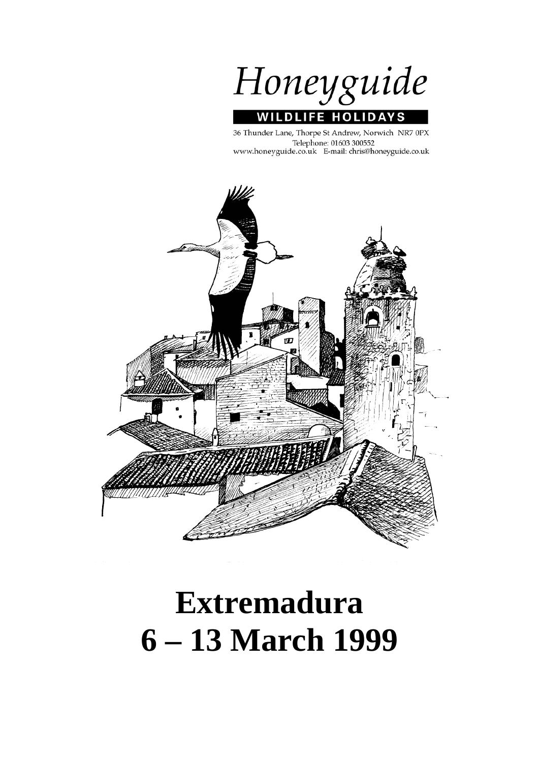# Honeyguide

**WILDLIFE HOLIDAYS**

36 Thunder Lane, Thorpe St Andrew, Norwich NR7 0PX
Telephone: 01603 300552
www.honeyguide.co.uk E-mail: chris@honeyguide.co.uk

# Extremadura
# 6 – 13 March 1999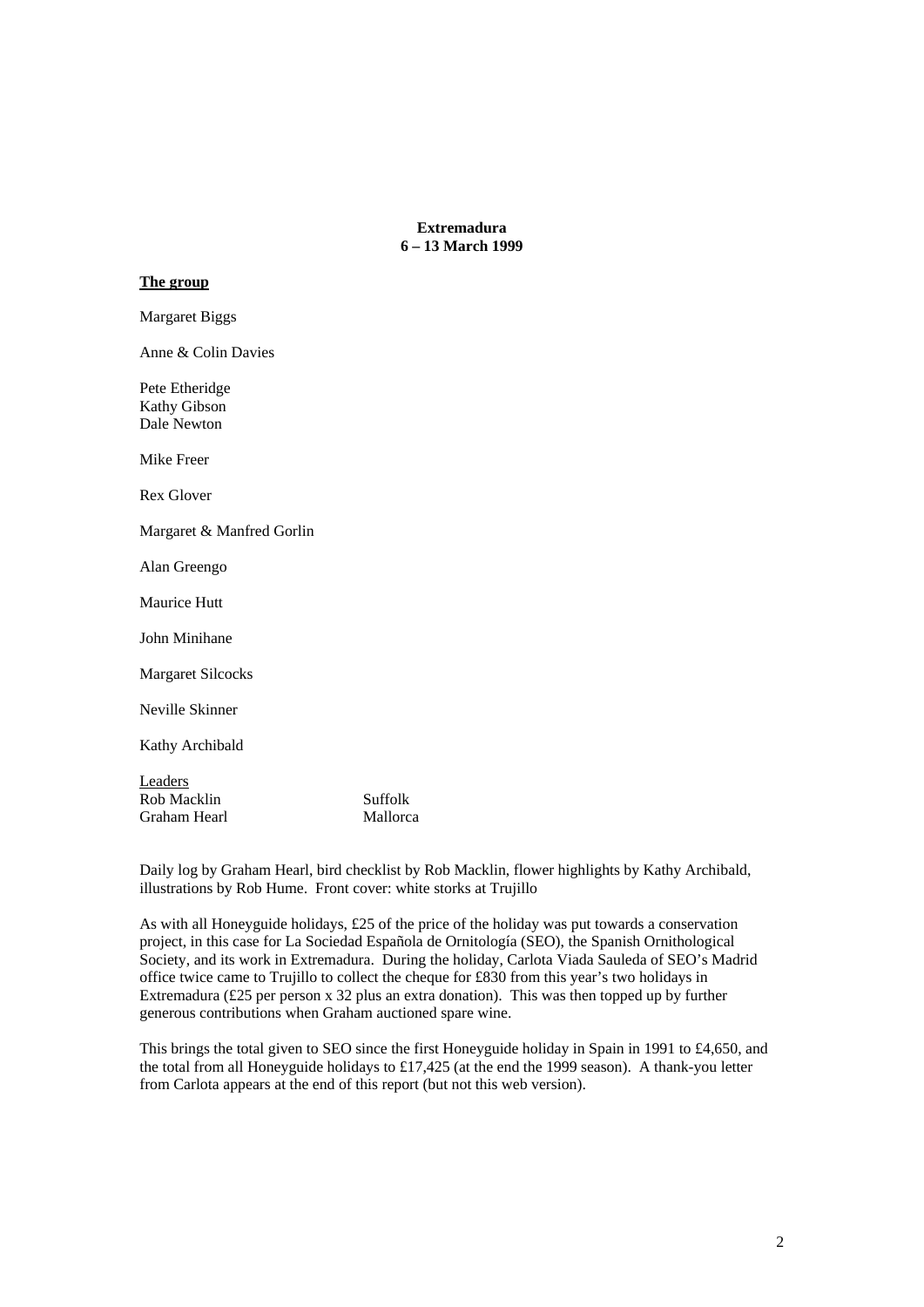**Extremadura**
**6 – 13 March 1999**

**The group**

Margaret Biggs

Anne & Colin Davies

Pete Etheridge
Kathy Gibson
Dale Newton

Mike Freer

Rex Glover

Margaret & Manfred Gorlin

Alan Greengo

Maurice Hutt

John Minihane

Margaret Silcocks

Neville Skinner

Kathy Archibald

Leaders

| | |
|---|---|
| Rob Macklin | Suffolk |
| Graham Hearl | Mallorca |

Daily log by Graham Hearl, bird checklist by Rob Macklin, flower highlights by Kathy Archibald, illustrations by Rob Hume. Front cover: white storks at Trujillo

As with all Honeyguide holidays, £25 of the price of the holiday was put towards a conservation project, in this case for La Sociedad Española de Ornitología (SEO), the Spanish Ornithological Society, and its work in Extremadura. During the holiday, Carlota Viada Sauleda of SEO's Madrid office twice came to Trujillo to collect the cheque for £830 from this year's two holidays in Extremadura (£25 per person x 32 plus an extra donation). This was then topped up by further generous contributions when Graham auctioned spare wine.

This brings the total given to SEO since the first Honeyguide holiday in Spain in 1991 to £4,650, and the total from all Honeyguide holidays to £17,425 (at the end the 1999 season). A thank-you letter from Carlota appears at the end of this report (but not this web version).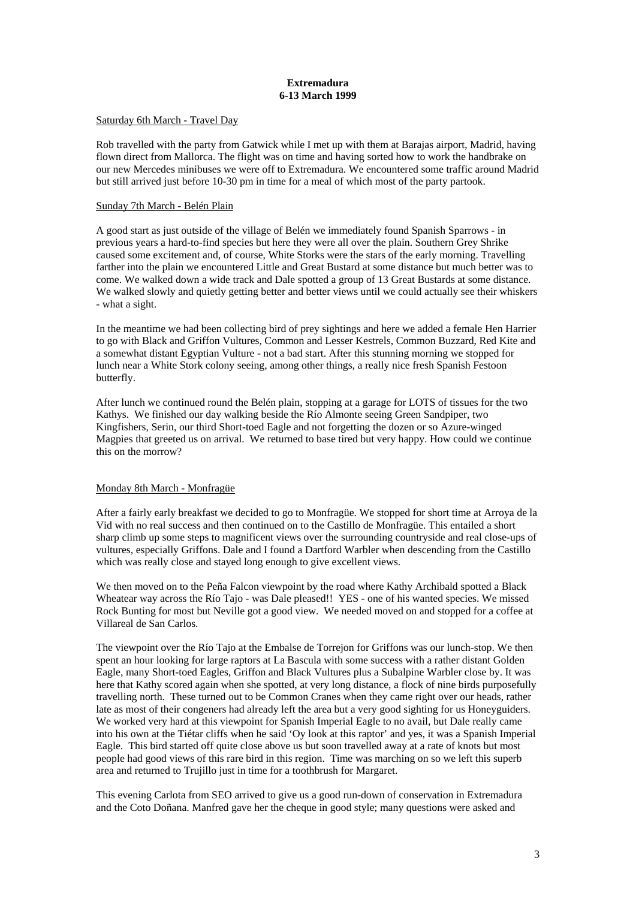**Extremadura**
**6-13 March 1999**

Saturday 6th March - Travel Day

Rob travelled with the party from Gatwick while I met up with them at Barajas airport, Madrid, having flown direct from Mallorca. The flight was on time and having sorted how to work the handbrake on our new Mercedes minibuses we were off to Extremadura. We encountered some traffic around Madrid but still arrived just before 10-30 pm in time for a meal of which most of the party partook.

Sunday 7th March - Belén Plain

A good start as just outside of the village of Belén we immediately found Spanish Sparrows - in previous years a hard-to-find species but here they were all over the plain. Southern Grey Shrike caused some excitement and, of course, White Storks were the stars of the early morning. Travelling farther into the plain we encountered Little and Great Bustard at some distance but much better was to come. We walked down a wide track and Dale spotted a group of 13 Great Bustards at some distance. We walked slowly and quietly getting better and better views until we could actually see their whiskers - what a sight.

In the meantime we had been collecting bird of prey sightings and here we added a female Hen Harrier to go with Black and Griffon Vultures, Common and Lesser Kestrels, Common Buzzard, Red Kite and a somewhat distant Egyptian Vulture - not a bad start. After this stunning morning we stopped for lunch near a White Stork colony seeing, among other things, a really nice fresh Spanish Festoon butterfly.

After lunch we continued round the Belén plain, stopping at a garage for LOTS of tissues for the two Kathys. We finished our day walking beside the Río Almonte seeing Green Sandpiper, two Kingfishers, Serin, our third Short-toed Eagle and not forgetting the dozen or so Azure-winged Magpies that greeted us on arrival. We returned to base tired but very happy. How could we continue this on the morrow?

Monday 8th March - Monfragüe

After a fairly early breakfast we decided to go to Monfragüe. We stopped for short time at Arroya de la Vid with no real success and then continued on to the Castillo de Monfragüe. This entailed a short sharp climb up some steps to magnificent views over the surrounding countryside and real close-ups of vultures, especially Griffons. Dale and I found a Dartford Warbler when descending from the Castillo which was really close and stayed long enough to give excellent views.

We then moved on to the Peña Falcon viewpoint by the road where Kathy Archibald spotted a Black Wheatear way across the Río Tajo - was Dale pleased!! YES - one of his wanted species. We missed Rock Bunting for most but Neville got a good view. We needed moved on and stopped for a coffee at Villareal de San Carlos.

The viewpoint over the Río Tajo at the Embalse de Torrejon for Griffons was our lunch-stop. We then spent an hour looking for large raptors at La Bascula with some success with a rather distant Golden Eagle, many Short-toed Eagles, Griffon and Black Vultures plus a Subalpine Warbler close by. It was here that Kathy scored again when she spotted, at very long distance, a flock of nine birds purposefully travelling north. These turned out to be Common Cranes when they came right over our heads, rather late as most of their congeners had already left the area but a very good sighting for us Honeyguiders. We worked very hard at this viewpoint for Spanish Imperial Eagle to no avail, but Dale really came into his own at the Tiétar cliffs when he said 'Oy look at this raptor' and yes, it was a Spanish Imperial Eagle. This bird started off quite close above us but soon travelled away at a rate of knots but most people had good views of this rare bird in this region. Time was marching on so we left this superb area and returned to Trujillo just in time for a toothbrush for Margaret.

This evening Carlota from SEO arrived to give us a good run-down of conservation in Extremadura and the Coto Doñana. Manfred gave her the cheque in good style; many questions were asked and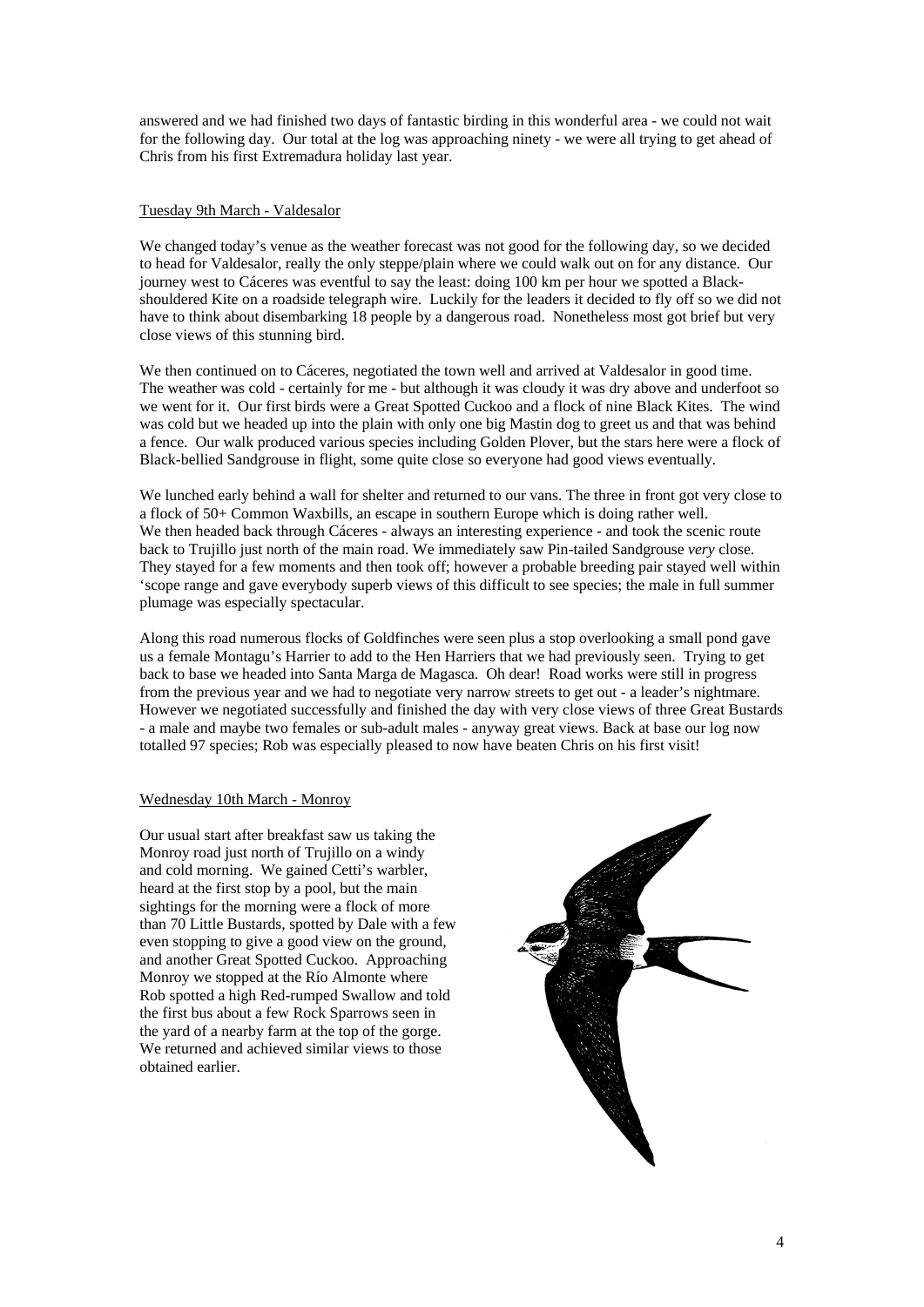answered and we had finished two days of fantastic birding in this wonderful area - we could not wait for the following day. Our total at the log was approaching ninety - we were all trying to get ahead of Chris from his first Extremadura holiday last year.

## Tuesday 9th March - Valdesalor

We changed today's venue as the weather forecast was not good for the following day, so we decided to head for Valdesalor, really the only steppe/plain where we could walk out on for any distance. Our journey west to Cáceres was eventful to say the least: doing 100 km per hour we spotted a Black-shouldered Kite on a roadside telegraph wire. Luckily for the leaders it decided to fly off so we did not have to think about disembarking 18 people by a dangerous road. Nonetheless most got brief but very close views of this stunning bird.

We then continued on to Cáceres, negotiated the town well and arrived at Valdesalor in good time. The weather was cold - certainly for me - but although it was cloudy it was dry above and underfoot so we went for it. Our first birds were a Great Spotted Cuckoo and a flock of nine Black Kites. The wind was cold but we headed up into the plain with only one big Mastin dog to greet us and that was behind a fence. Our walk produced various species including Golden Plover, but the stars here were a flock of Black-bellied Sandgrouse in flight, some quite close so everyone had good views eventually.

We lunched early behind a wall for shelter and returned to our vans. The three in front got very close to a flock of 50+ Common Waxbills, an escape in southern Europe which is doing rather well. We then headed back through Cáceres - always an interesting experience - and took the scenic route back to Trujillo just north of the main road. We immediately saw Pin-tailed Sandgrouse *very* close. They stayed for a few moments and then took off; however a probable breeding pair stayed well within 'scope range and gave everybody superb views of this difficult to see species; the male in full summer plumage was especially spectacular.

Along this road numerous flocks of Goldfinches were seen plus a stop overlooking a small pond gave us a female Montagu's Harrier to add to the Hen Harriers that we had previously seen. Trying to get back to base we headed into Santa Marga de Magasca. Oh dear! Road works were still in progress from the previous year and we had to negotiate very narrow streets to get out - a leader's nightmare. However we negotiated successfully and finished the day with very close views of three Great Bustards - a male and maybe two females or sub-adult males - anyway great views. Back at base our log now totalled 97 species; Rob was especially pleased to now have beaten Chris on his first visit!

## Wednesday 10th March - Monroy

Our usual start after breakfast saw us taking the Monroy road just north of Trujillo on a windy and cold morning. We gained Cetti's warbler, heard at the first stop by a pool, but the main sightings for the morning were a flock of more than 70 Little Bustards, spotted by Dale with a few even stopping to give a good view on the ground, and another Great Spotted Cuckoo. Approaching Monroy we stopped at the Río Almonte where Rob spotted a high Red-rumped Swallow and told the first bus about a few Rock Sparrows seen in the yard of a nearby farm at the top of the gorge. We returned and achieved similar views to those obtained earlier.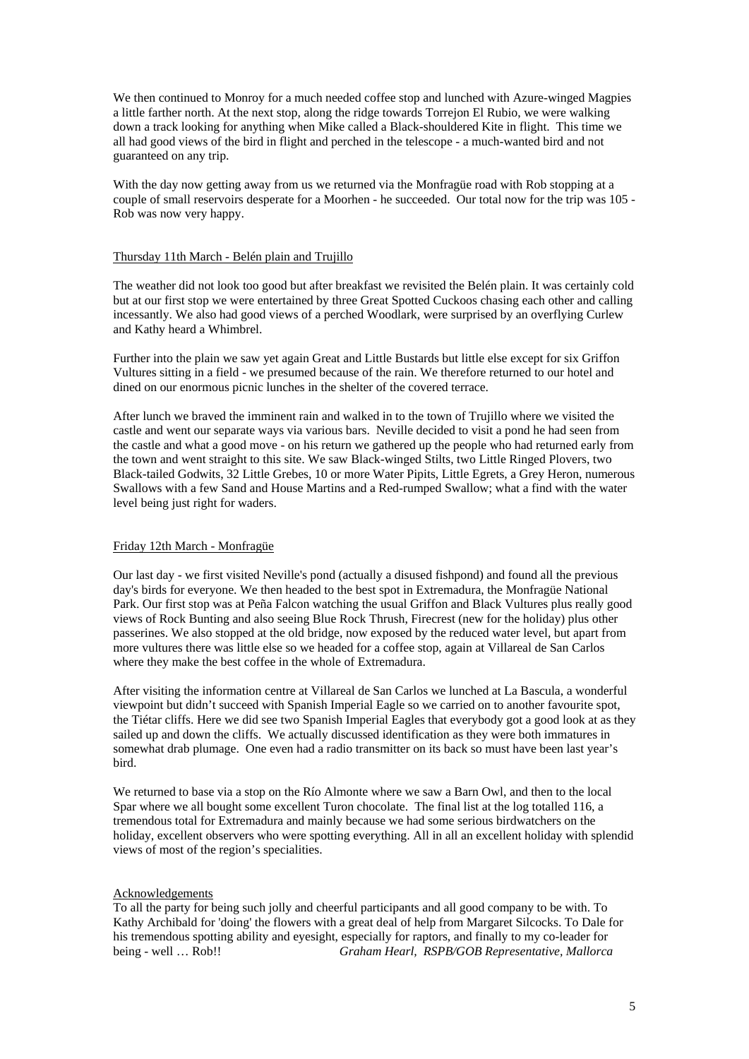We then continued to Monroy for a much needed coffee stop and lunched with Azure-winged Magpies a little farther north. At the next stop, along the ridge towards Torrejon El Rubio, we were walking down a track looking for anything when Mike called a Black-shouldered Kite in flight. This time we all had good views of the bird in flight and perched in the telescope - a much-wanted bird and not guaranteed on any trip.

With the day now getting away from us we returned via the Monfragüe road with Rob stopping at a couple of small reservoirs desperate for a Moorhen - he succeeded. Our total now for the trip was 105 - Rob was now very happy.

Thursday 11th March - Belén plain and Trujillo

The weather did not look too good but after breakfast we revisited the Belén plain. It was certainly cold but at our first stop we were entertained by three Great Spotted Cuckoos chasing each other and calling incessantly. We also had good views of a perched Woodlark, were surprised by an overflying Curlew and Kathy heard a Whimbrel.

Further into the plain we saw yet again Great and Little Bustards but little else except for six Griffon Vultures sitting in a field - we presumed because of the rain. We therefore returned to our hotel and dined on our enormous picnic lunches in the shelter of the covered terrace.

After lunch we braved the imminent rain and walked in to the town of Trujillo where we visited the castle and went our separate ways via various bars. Neville decided to visit a pond he had seen from the castle and what a good move - on his return we gathered up the people who had returned early from the town and went straight to this site. We saw Black-winged Stilts, two Little Ringed Plovers, two Black-tailed Godwits, 32 Little Grebes, 10 or more Water Pipits, Little Egrets, a Grey Heron, numerous Swallows with a few Sand and House Martins and a Red-rumped Swallow; what a find with the water level being just right for waders.

Friday 12th March - Monfragüe

Our last day - we first visited Neville's pond (actually a disused fishpond) and found all the previous day's birds for everyone. We then headed to the best spot in Extremadura, the Monfragüe National Park. Our first stop was at Peña Falcon watching the usual Griffon and Black Vultures plus really good views of Rock Bunting and also seeing Blue Rock Thrush, Firecrest (new for the holiday) plus other passerines. We also stopped at the old bridge, now exposed by the reduced water level, but apart from more vultures there was little else so we headed for a coffee stop, again at Villareal de San Carlos where they make the best coffee in the whole of Extremadura.

After visiting the information centre at Villareal de San Carlos we lunched at La Bascula, a wonderful viewpoint but didn't succeed with Spanish Imperial Eagle so we carried on to another favourite spot, the Tiétar cliffs. Here we did see two Spanish Imperial Eagles that everybody got a good look at as they sailed up and down the cliffs. We actually discussed identification as they were both immatures in somewhat drab plumage. One even had a radio transmitter on its back so must have been last year's bird.

We returned to base via a stop on the Río Almonte where we saw a Barn Owl, and then to the local Spar where we all bought some excellent Turon chocolate. The final list at the log totalled 116, a tremendous total for Extremadura and mainly because we had some serious birdwatchers on the holiday, excellent observers who were spotting everything. All in all an excellent holiday with splendid views of most of the region's specialities.

Acknowledgements

To all the party for being such jolly and cheerful participants and all good company to be with. To Kathy Archibald for 'doing' the flowers with a great deal of help from Margaret Silcocks. To Dale for his tremendous spotting ability and eyesight, especially for raptors, and finally to my co-leader for being - well … Rob!!

*Graham Hearl, RSPB/GOB Representative, Mallorca*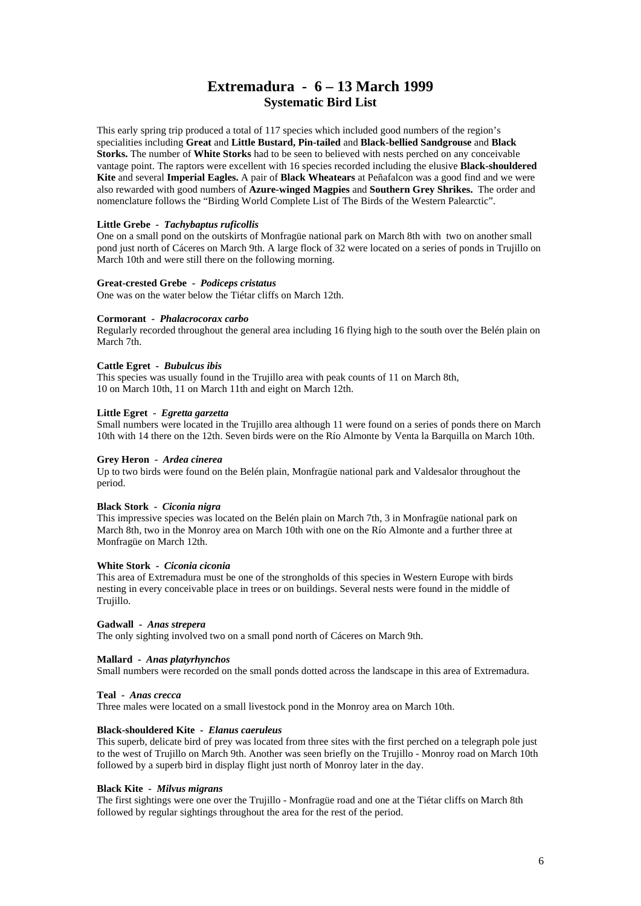# Extremadura - 6 – 13 March 1999
## Systematic Bird List

This early spring trip produced a total of 117 species which included good numbers of the region's specialities including **Great** and **Little Bustard, Pin-tailed** and **Black-bellied Sandgrouse** and **Black Storks.** The number of **White Storks** had to be seen to believed with nests perched on any conceivable vantage point. The raptors were excellent with 16 species recorded including the elusive **Black-shouldered Kite** and several **Imperial Eagles.** A pair of **Black Wheatears** at Peñafalcon was a good find and we were also rewarded with good numbers of **Azure-winged Magpies** and **Southern Grey Shrikes.** The order and nomenclature follows the "Birding World Complete List of The Birds of the Western Palearctic".

**Little Grebe** - ***Tachybaptus ruficollis***
One on a small pond on the outskirts of Monfragüe national park on March 8th with two on another small pond just north of Cáceres on March 9th. A large flock of 32 were located on a series of ponds in Trujillo on March 10th and were still there on the following morning.

**Great-crested Grebe** - ***Podiceps cristatus***
One was on the water below the Tiétar cliffs on March 12th.

**Cormorant** - ***Phalacrocorax carbo***
Regularly recorded throughout the general area including 16 flying high to the south over the Belén plain on March 7th.

**Cattle Egret** - ***Bubulcus ibis***
This species was usually found in the Trujillo area with peak counts of 11 on March 8th, 10 on March 10th, 11 on March 11th and eight on March 12th.

**Little Egret** - ***Egretta garzetta***
Small numbers were located in the Trujillo area although 11 were found on a series of ponds there on March 10th with 14 there on the 12th. Seven birds were on the Río Almonte by Venta la Barquilla on March 10th.

**Grey Heron** - ***Ardea cinerea***
Up to two birds were found on the Belén plain, Monfragüe national park and Valdesalor throughout the period.

**Black Stork** - ***Ciconia nigra***
This impressive species was located on the Belén plain on March 7th, 3 in Monfragüe national park on March 8th, two in the Monroy area on March 10th with one on the Río Almonte and a further three at Monfragüe on March 12th.

**White Stork** - ***Ciconia ciconia***
This area of Extremadura must be one of the strongholds of this species in Western Europe with birds nesting in every conceivable place in trees or on buildings. Several nests were found in the middle of Trujillo.

**Gadwall** - ***Anas strepera***
The only sighting involved two on a small pond north of Cáceres on March 9th.

**Mallard** - ***Anas platyrhynchos***
Small numbers were recorded on the small ponds dotted across the landscape in this area of Extremadura.

**Teal** - ***Anas crecca***
Three males were located on a small livestock pond in the Monroy area on March 10th.

**Black-shouldered Kite** - ***Elanus caeruleus***
This superb, delicate bird of prey was located from three sites with the first perched on a telegraph pole just to the west of Trujillo on March 9th. Another was seen briefly on the Trujillo - Monroy road on March 10th followed by a superb bird in display flight just north of Monroy later in the day.

**Black Kite** - ***Milvus migrans***
The first sightings were one over the Trujillo - Monfragüe road and one at the Tiétar cliffs on March 8th followed by regular sightings throughout the area for the rest of the period.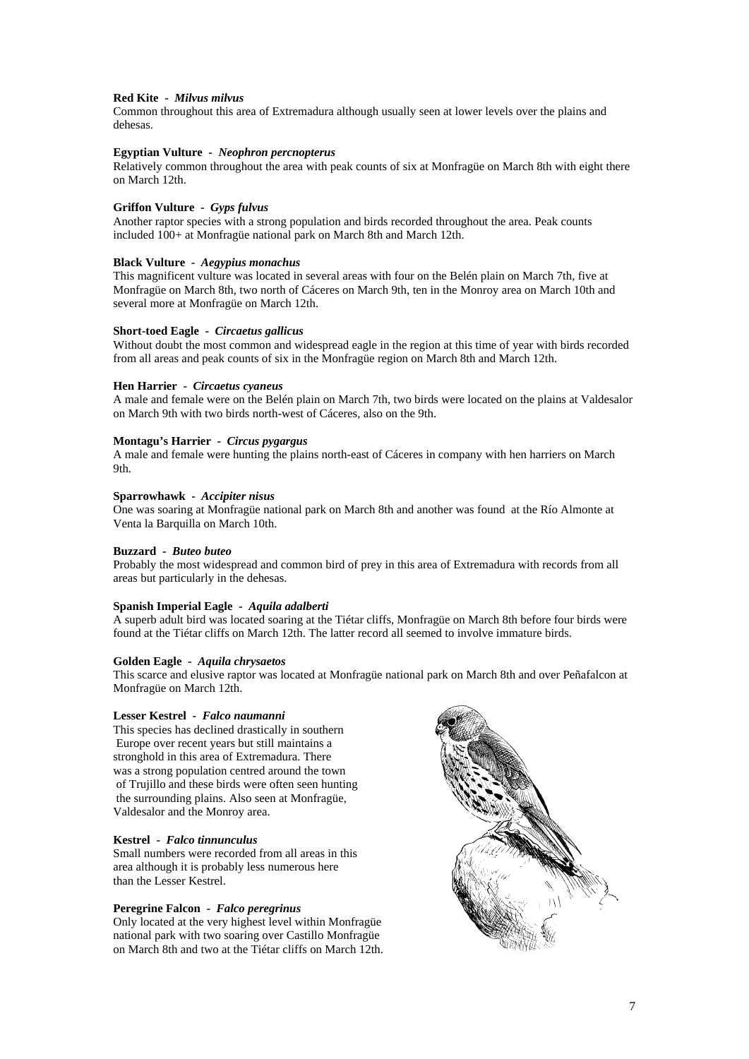**Red Kite - *Milvus milvus***
Common throughout this area of Extremadura although usually seen at lower levels over the plains and dehesas.

**Egyptian Vulture - *Neophron percnopterus***
Relatively common throughout the area with peak counts of six at Monfragüe on March 8th with eight there on March 12th.

**Griffon Vulture - *Gyps fulvus***
Another raptor species with a strong population and birds recorded throughout the area. Peak counts included 100+ at Monfragüe national park on March 8th and March 12th.

**Black Vulture - *Aegypius monachus***
This magnificent vulture was located in several areas with four on the Belén plain on March 7th, five at Monfragüe on March 8th, two north of Cáceres on March 9th, ten in the Monroy area on March 10th and several more at Monfragüe on March 12th.

**Short-toed Eagle - *Circaetus gallicus***
Without doubt the most common and widespread eagle in the region at this time of year with birds recorded from all areas and peak counts of six in the Monfragüe region on March 8th and March 12th.

**Hen Harrier - *Circaetus cyaneus***
A male and female were on the Belén plain on March 7th, two birds were located on the plains at Valdesalor on March 9th with two birds north-west of Cáceres, also on the 9th.

**Montagu's Harrier - *Circus pygargus***
A male and female were hunting the plains north-east of Cáceres in company with hen harriers on March 9th.

**Sparrowhawk - *Accipiter nisus***
One was soaring at Monfragüe national park on March 8th and another was found at the Río Almonte at Venta la Barquilla on March 10th.

**Buzzard - *Buteo buteo***
Probably the most widespread and common bird of prey in this area of Extremadura with records from all areas but particularly in the dehesas.

**Spanish Imperial Eagle - *Aquila adalberti***
A superb adult bird was located soaring at the Tiétar cliffs, Monfragüe on March 8th before four birds were found at the Tiétar cliffs on March 12th. The latter record all seemed to involve immature birds.

**Golden Eagle - *Aquila chrysaetos***
This scarce and elusive raptor was located at Monfragüe national park on March 8th and over Peñafalcon at Monfragüe on March 12th.

**Lesser Kestrel - *Falco naumanni***
This species has declined drastically in southern Europe over recent years but still maintains a stronghold in this area of Extremadura. There was a strong population centred around the town of Trujillo and these birds were often seen hunting the surrounding plains. Also seen at Monfragüe, Valdesalor and the Monroy area.

**Kestrel - *Falco tinnunculus***
Small numbers were recorded from all areas in this area although it is probably less numerous here than the Lesser Kestrel.

**Peregrine Falcon - *Falco peregrinus***
Only located at the very highest level within Monfragüe national park with two soaring over Castillo Monfragüe on March 8th and two at the Tiétar cliffs on March 12th.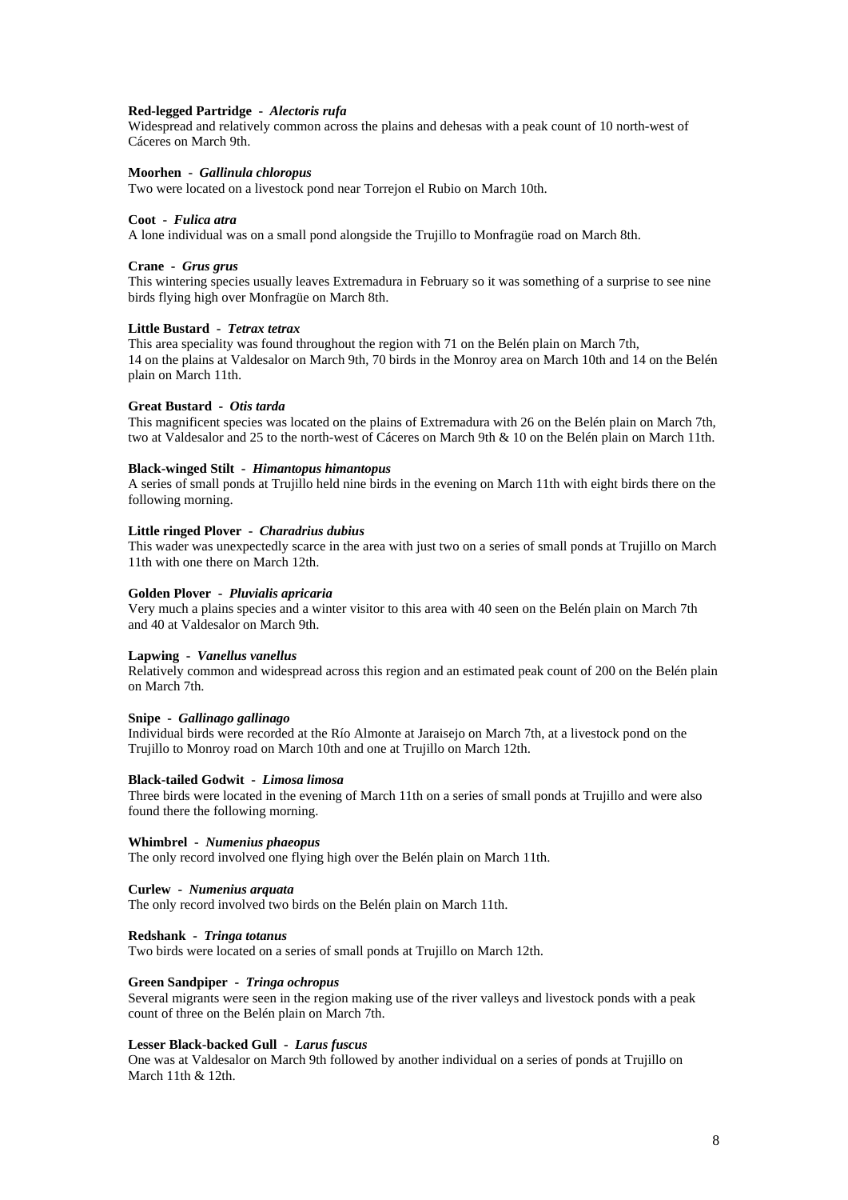**Red-legged Partridge - *Alectoris rufa***
Widespread and relatively common across the plains and dehesas with a peak count of 10 north-west of Cáceres on March 9th.

**Moorhen - *Gallinula chloropus***
Two were located on a livestock pond near Torrejon el Rubio on March 10th.

**Coot - *Fulica atra***
A lone individual was on a small pond alongside the Trujillo to Monfragüe road on March 8th.

**Crane - *Grus grus***
This wintering species usually leaves Extremadura in February so it was something of a surprise to see nine birds flying high over Monfragüe on March 8th.

**Little Bustard - *Tetrax tetrax***
This area speciality was found throughout the region with 71 on the Belén plain on March 7th,
14 on the plains at Valdesalor on March 9th, 70 birds in the Monroy area on March 10th and 14 on the Belén plain on March 11th.

**Great Bustard - *Otis tarda***
This magnificent species was located on the plains of Extremadura with 26 on the Belén plain on March 7th, two at Valdesalor and 25 to the north-west of Cáceres on March 9th & 10 on the Belén plain on March 11th.

**Black-winged Stilt - *Himantopus himantopus***
A series of small ponds at Trujillo held nine birds in the evening on March 11th with eight birds there on the following morning.

**Little ringed Plover - *Charadrius dubius***
This wader was unexpectedly scarce in the area with just two on a series of small ponds at Trujillo on March 11th with one there on March 12th.

**Golden Plover - *Pluvialis apricaria***
Very much a plains species and a winter visitor to this area with 40 seen on the Belén plain on March 7th and 40 at Valdesalor on March 9th.

**Lapwing - *Vanellus vanellus***
Relatively common and widespread across this region and an estimated peak count of 200 on the Belén plain on March 7th.

**Snipe - *Gallinago gallinago***
Individual birds were recorded at the Río Almonte at Jaraisejo on March 7th, at a livestock pond on the Trujillo to Monroy road on March 10th and one at Trujillo on March 12th.

**Black-tailed Godwit - *Limosa limosa***
Three birds were located in the evening of March 11th on a series of small ponds at Trujillo and were also found there the following morning.

**Whimbrel - *Numenius phaeopus***
The only record involved one flying high over the Belén plain on March 11th.

**Curlew - *Numenius arquata***
The only record involved two birds on the Belén plain on March 11th.

**Redshank - *Tringa totanus***
Two birds were located on a series of small ponds at Trujillo on March 12th.

**Green Sandpiper - *Tringa ochropus***
Several migrants were seen in the region making use of the river valleys and livestock ponds with a peak count of three on the Belén plain on March 7th.

**Lesser Black-backed Gull - *Larus fuscus***
One was at Valdesalor on March 9th followed by another individual on a series of ponds at Trujillo on March 11th & 12th.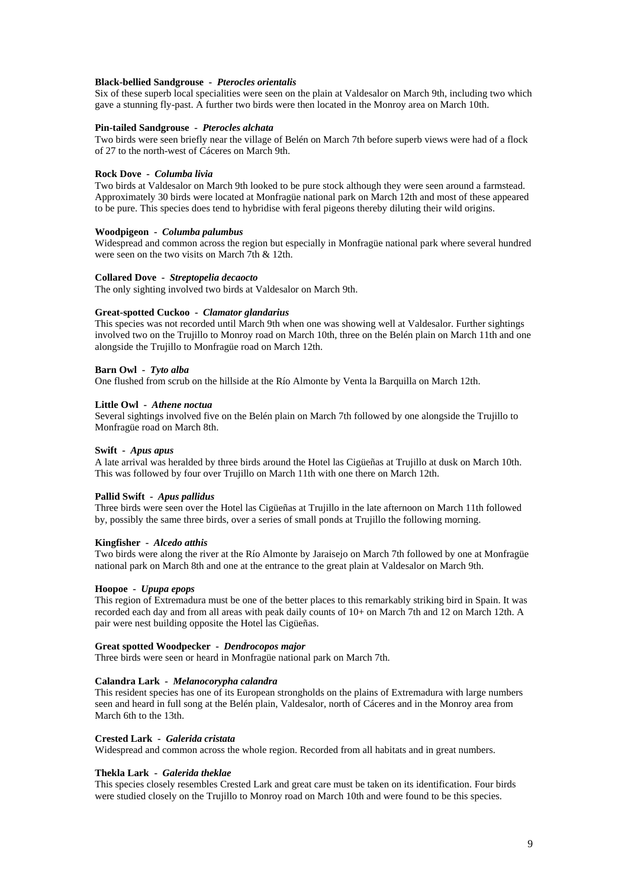**Black-bellied Sandgrouse - *Pterocles orientalis***
Six of these superb local specialities were seen on the plain at Valdesalor on March 9th, including two which gave a stunning fly-past. A further two birds were then located in the Monroy area on March 10th.

**Pin-tailed Sandgrouse - *Pterocles alchata***
Two birds were seen briefly near the village of Belén on March 7th before superb views were had of a flock of 27 to the north-west of Cáceres on March 9th.

**Rock Dove - *Columba livia***
Two birds at Valdesalor on March 9th looked to be pure stock although they were seen around a farmstead. Approximately 30 birds were located at Monfragüe national park on March 12th and most of these appeared to be pure. This species does tend to hybridise with feral pigeons thereby diluting their wild origins.

**Woodpigeon - *Columba palumbus***
Widespread and common across the region but especially in Monfragüe national park where several hundred were seen on the two visits on March 7th & 12th.

**Collared Dove - *Streptopelia decaocto***
The only sighting involved two birds at Valdesalor on March 9th.

**Great-spotted Cuckoo - *Clamator glandarius***
This species was not recorded until March 9th when one was showing well at Valdesalor. Further sightings involved two on the Trujillo to Monroy road on March 10th, three on the Belén plain on March 11th and one alongside the Trujillo to Monfragüe road on March 12th.

**Barn Owl - *Tyto alba***
One flushed from scrub on the hillside at the Río Almonte by Venta la Barquilla on March 12th.

**Little Owl - *Athene noctua***
Several sightings involved five on the Belén plain on March 7th followed by one alongside the Trujillo to Monfragüe road on March 8th.

**Swift - *Apus apus***
A late arrival was heralded by three birds around the Hotel las Cigüeñas at Trujillo at dusk on March 10th. This was followed by four over Trujillo on March 11th with one there on March 12th.

**Pallid Swift - *Apus pallidus***
Three birds were seen over the Hotel las Cigüeñas at Trujillo in the late afternoon on March 11th followed by, possibly the same three birds, over a series of small ponds at Trujillo the following morning.

**Kingfisher - *Alcedo atthis***
Two birds were along the river at the Río Almonte by Jaraisejo on March 7th followed by one at Monfragüe national park on March 8th and one at the entrance to the great plain at Valdesalor on March 9th.

**Hoopoe - *Upupa epops***
This region of Extremadura must be one of the better places to this remarkably striking bird in Spain. It was recorded each day and from all areas with peak daily counts of 10+ on March 7th and 12 on March 12th. A pair were nest building opposite the Hotel las Cigüeñas.

**Great spotted Woodpecker - *Dendrocopos major***
Three birds were seen or heard in Monfragüe national park on March 7th.

**Calandra Lark - *Melanocorypha calandra***
This resident species has one of its European strongholds on the plains of Extremadura with large numbers seen and heard in full song at the Belén plain, Valdesalor, north of Cáceres and in the Monroy area from March 6th to the 13th.

**Crested Lark - *Galerida cristata***
Widespread and common across the whole region. Recorded from all habitats and in great numbers.

**Thekla Lark - *Galerida theklae***
This species closely resembles Crested Lark and great care must be taken on its identification. Four birds were studied closely on the Trujillo to Monroy road on March 10th and were found to be this species.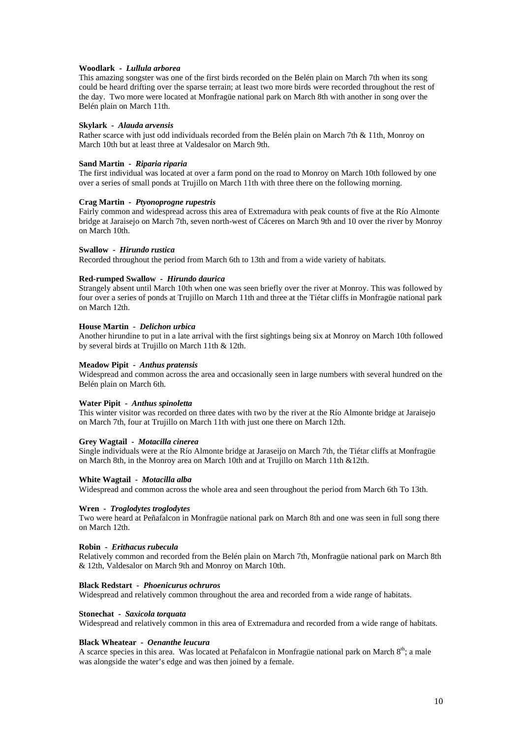**Woodlark** - ***Lullula arborea***
This amazing songster was one of the first birds recorded on the Belén plain on March 7th when its song could be heard drifting over the sparse terrain; at least two more birds were recorded throughout the rest of the day. Two more were located at Monfragüe national park on March 8th with another in song over the Belén plain on March 11th.

**Skylark** - ***Alauda arvensis***
Rather scarce with just odd individuals recorded from the Belén plain on March 7th & 11th, Monroy on March 10th but at least three at Valdesalor on March 9th.

**Sand Martin** - ***Riparia riparia***
The first individual was located at over a farm pond on the road to Monroy on March 10th followed by one over a series of small ponds at Trujillo on March 11th with three there on the following morning.

**Crag Martin** - ***Ptyonoprogne rupestris***
Fairly common and widespread across this area of Extremadura with peak counts of five at the Río Almonte bridge at Jaraisejo on March 7th, seven north-west of Cáceres on March 9th and 10 over the river by Monroy on March 10th.

**Swallow** - ***Hirundo rustica***
Recorded throughout the period from March 6th to 13th and from a wide variety of habitats.

**Red-rumped Swallow** - ***Hirundo daurica***
Strangely absent until March 10th when one was seen briefly over the river at Monroy. This was followed by four over a series of ponds at Trujillo on March 11th and three at the Tiétar cliffs in Monfragüe national park on March 12th.

**House Martin** - ***Delichon urbica***
Another hirundine to put in a late arrival with the first sightings being six at Monroy on March 10th followed by several birds at Trujillo on March 11th & 12th.

**Meadow Pipit** - ***Anthus pratensis***
Widespread and common across the area and occasionally seen in large numbers with several hundred on the Belén plain on March 6th.

**Water Pipit** - ***Anthus spinoletta***
This winter visitor was recorded on three dates with two by the river at the Río Almonte bridge at Jaraisejo on March 7th, four at Trujillo on March 11th with just one there on March 12th.

**Grey Wagtail** - ***Motacilla cinerea***
Single individuals were at the Río Almonte bridge at Jaraseijo on March 7th, the Tiétar cliffs at Monfragüe on March 8th, in the Monroy area on March 10th and at Trujillo on March 11th &12th.

**White Wagtail** - ***Motacilla alba***
Widespread and common across the whole area and seen throughout the period from March 6th To 13th.

**Wren** - ***Troglodytes troglodytes***
Two were heard at Peñafalcon in Monfragüe national park on March 8th and one was seen in full song there on March 12th.

**Robin** - ***Erithacus rubecula***
Relatively common and recorded from the Belén plain on March 7th, Monfragüe national park on March 8th & 12th, Valdesalor on March 9th and Monroy on March 10th.

**Black Redstart** - ***Phoenicurus ochruros***
Widespread and relatively common throughout the area and recorded from a wide range of habitats.

**Stonechat** - ***Saxicola torquata***
Widespread and relatively common in this area of Extremadura and recorded from a wide range of habitats.

**Black Wheatear** - ***Oenanthe leucura***
A scarce species in this area. Was located at Peñafalcon in Monfragüe national park on March 8th; a male was alongside the water's edge and was then joined by a female.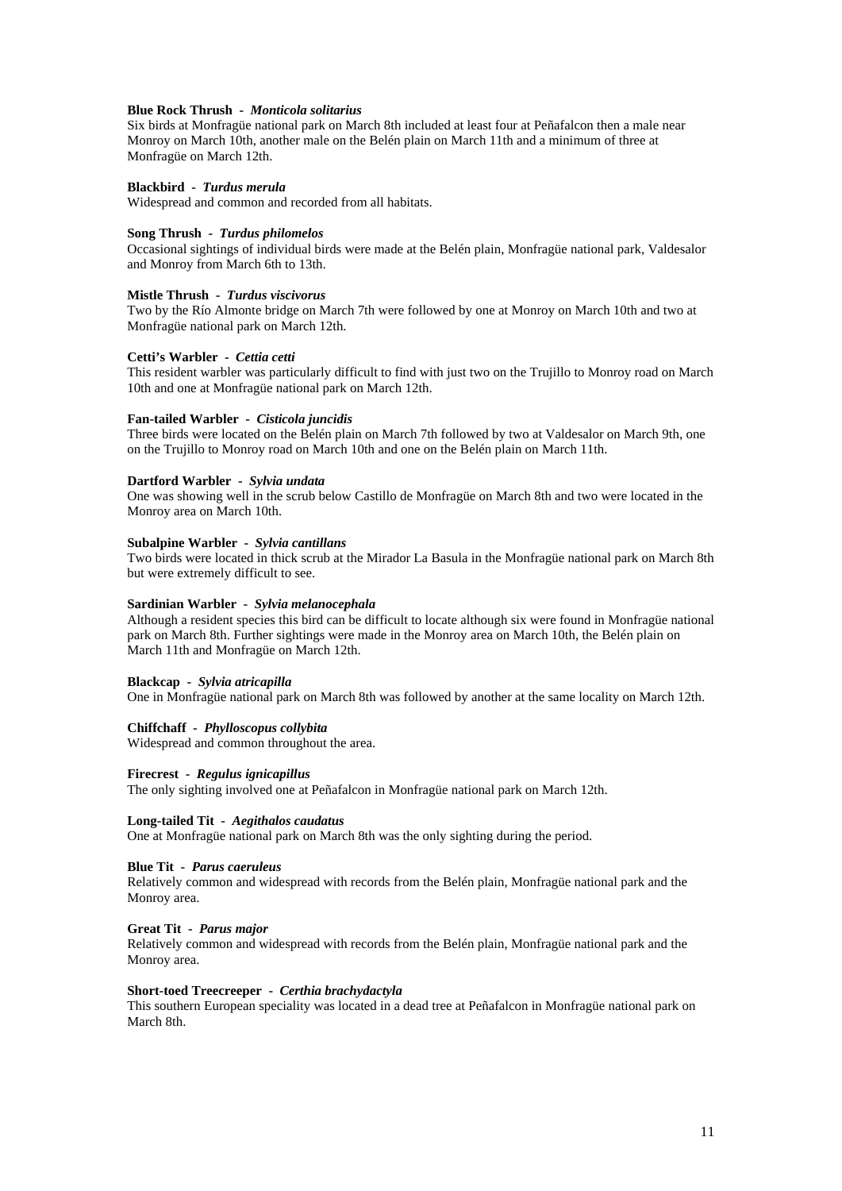**Blue Rock Thrush - *Monticola solitarius***
Six birds at Monfragüe national park on March 8th included at least four at Peñafalcon then a male near Monroy on March 10th, another male on the Belén plain on March 11th and a minimum of three at Monfragüe on March 12th.

**Blackbird - *Turdus merula***
Widespread and common and recorded from all habitats.

**Song Thrush - *Turdus philomelos***
Occasional sightings of individual birds were made at the Belén plain, Monfragüe national park, Valdesalor and Monroy from March 6th to 13th.

**Mistle Thrush - *Turdus viscivorus***
Two by the Río Almonte bridge on March 7th were followed by one at Monroy on March 10th and two at Monfragüe national park on March 12th.

**Cetti's Warbler - *Cettia cetti***
This resident warbler was particularly difficult to find with just two on the Trujillo to Monroy road on March 10th and one at Monfragüe national park on March 12th.

**Fan-tailed Warbler - *Cisticola juncidis***
Three birds were located on the Belén plain on March 7th followed by two at Valdesalor on March 9th, one on the Trujillo to Monroy road on March 10th and one on the Belén plain on March 11th.

**Dartford Warbler - *Sylvia undata***
One was showing well in the scrub below Castillo de Monfragüe on March 8th and two were located in the Monroy area on March 10th.

**Subalpine Warbler - *Sylvia cantillans***
Two birds were located in thick scrub at the Mirador La Basula in the Monfragüe national park on March 8th but were extremely difficult to see.

**Sardinian Warbler - *Sylvia melanocephala***
Although a resident species this bird can be difficult to locate although six were found in Monfragüe national park on March 8th. Further sightings were made in the Monroy area on March 10th, the Belén plain on March 11th and Monfragüe on March 12th.

**Blackcap - *Sylvia atricapilla***
One in Monfragüe national park on March 8th was followed by another at the same locality on March 12th.

**Chiffchaff - *Phylloscopus collybita***
Widespread and common throughout the area.

**Firecrest - *Regulus ignicapillus***
The only sighting involved one at Peñafalcon in Monfragüe national park on March 12th.

**Long-tailed Tit - *Aegithalos caudatus***
One at Monfragüe national park on March 8th was the only sighting during the period.

**Blue Tit - *Parus caeruleus***
Relatively common and widespread with records from the Belén plain, Monfragüe national park and the Monroy area.

**Great Tit - *Parus major***
Relatively common and widespread with records from the Belén plain, Monfragüe national park and the Monroy area.

**Short-toed Treecreeper - *Certhia brachydactyla***
This southern European speciality was located in a dead tree at Peñafalcon in Monfragüe national park on March 8th.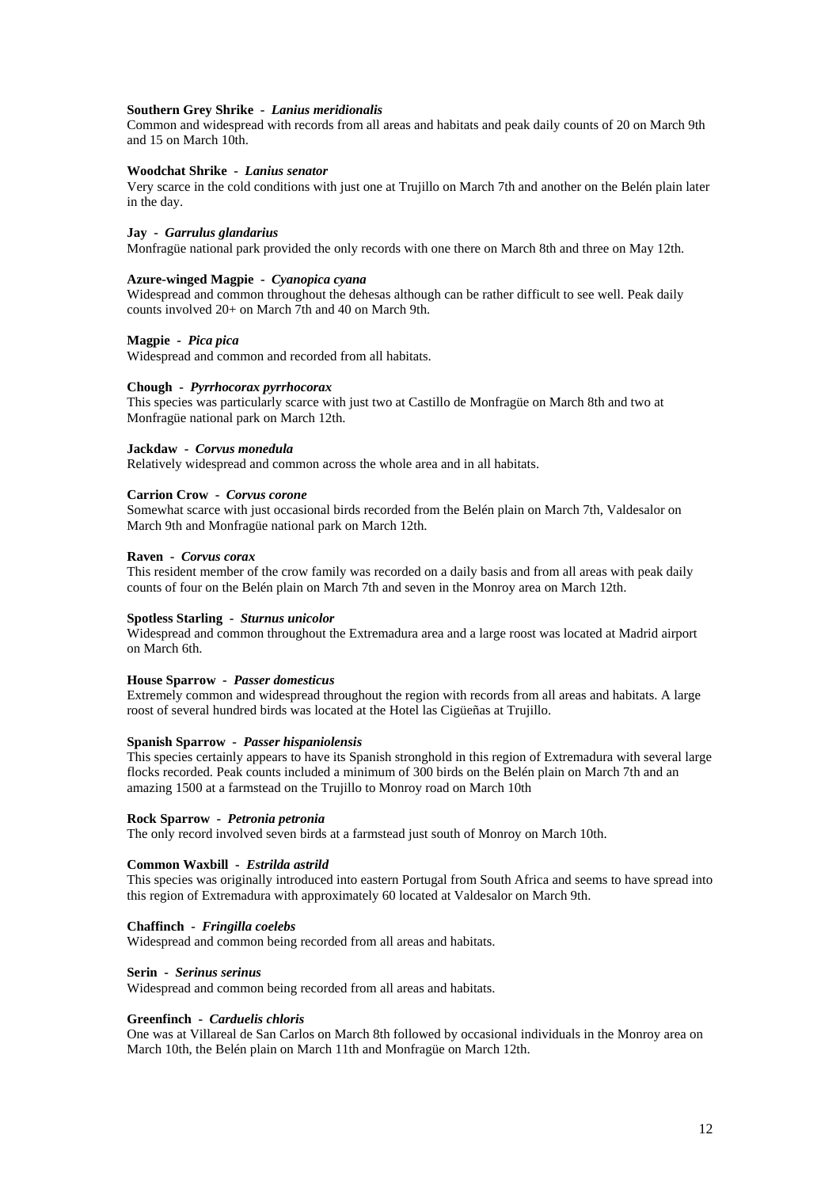**Southern Grey Shrike - *Lanius meridionalis***
Common and widespread with records from all areas and habitats and peak daily counts of 20 on March 9th and 15 on March 10th.

**Woodchat Shrike - *Lanius senator***
Very scarce in the cold conditions with just one at Trujillo on March 7th and another on the Belén plain later in the day.

**Jay - *Garrulus glandarius***
Monfragüe national park provided the only records with one there on March 8th and three on May 12th.

**Azure-winged Magpie - *Cyanopica cyana***
Widespread and common throughout the dehesas although can be rather difficult to see well. Peak daily counts involved 20+ on March 7th and 40 on March 9th.

**Magpie - *Pica pica***
Widespread and common and recorded from all habitats.

**Chough - *Pyrrhocorax pyrrhocorax***
This species was particularly scarce with just two at Castillo de Monfragüe on March 8th and two at Monfragüe national park on March 12th.

**Jackdaw - *Corvus monedula***
Relatively widespread and common across the whole area and in all habitats.

**Carrion Crow - *Corvus corone***
Somewhat scarce with just occasional birds recorded from the Belén plain on March 7th, Valdesalor on March 9th and Monfragüe national park on March 12th.

**Raven - *Corvus corax***
This resident member of the crow family was recorded on a daily basis and from all areas with peak daily counts of four on the Belén plain on March 7th and seven in the Monroy area on March 12th.

**Spotless Starling - *Sturnus unicolor***
Widespread and common throughout the Extremadura area and a large roost was located at Madrid airport on March 6th.

**House Sparrow - *Passer domesticus***
Extremely common and widespread throughout the region with records from all areas and habitats. A large roost of several hundred birds was located at the Hotel las Cigüeñas at Trujillo.

**Spanish Sparrow - *Passer hispaniolensis***
This species certainly appears to have its Spanish stronghold in this region of Extremadura with several large flocks recorded. Peak counts included a minimum of 300 birds on the Belén plain on March 7th and an amazing 1500 at a farmstead on the Trujillo to Monroy road on March 10th

**Rock Sparrow - *Petronia petronia***
The only record involved seven birds at a farmstead just south of Monroy on March 10th.

**Common Waxbill - *Estrilda astrild***
This species was originally introduced into eastern Portugal from South Africa and seems to have spread into this region of Extremadura with approximately 60 located at Valdesalor on March 9th.

**Chaffinch - *Fringilla coelebs***
Widespread and common being recorded from all areas and habitats.

**Serin - *Serinus serinus***
Widespread and common being recorded from all areas and habitats.

**Greenfinch - *Carduelis chloris***
One was at Villareal de San Carlos on March 8th followed by occasional individuals in the Monroy area on March 10th, the Belén plain on March 11th and Monfragüe on March 12th.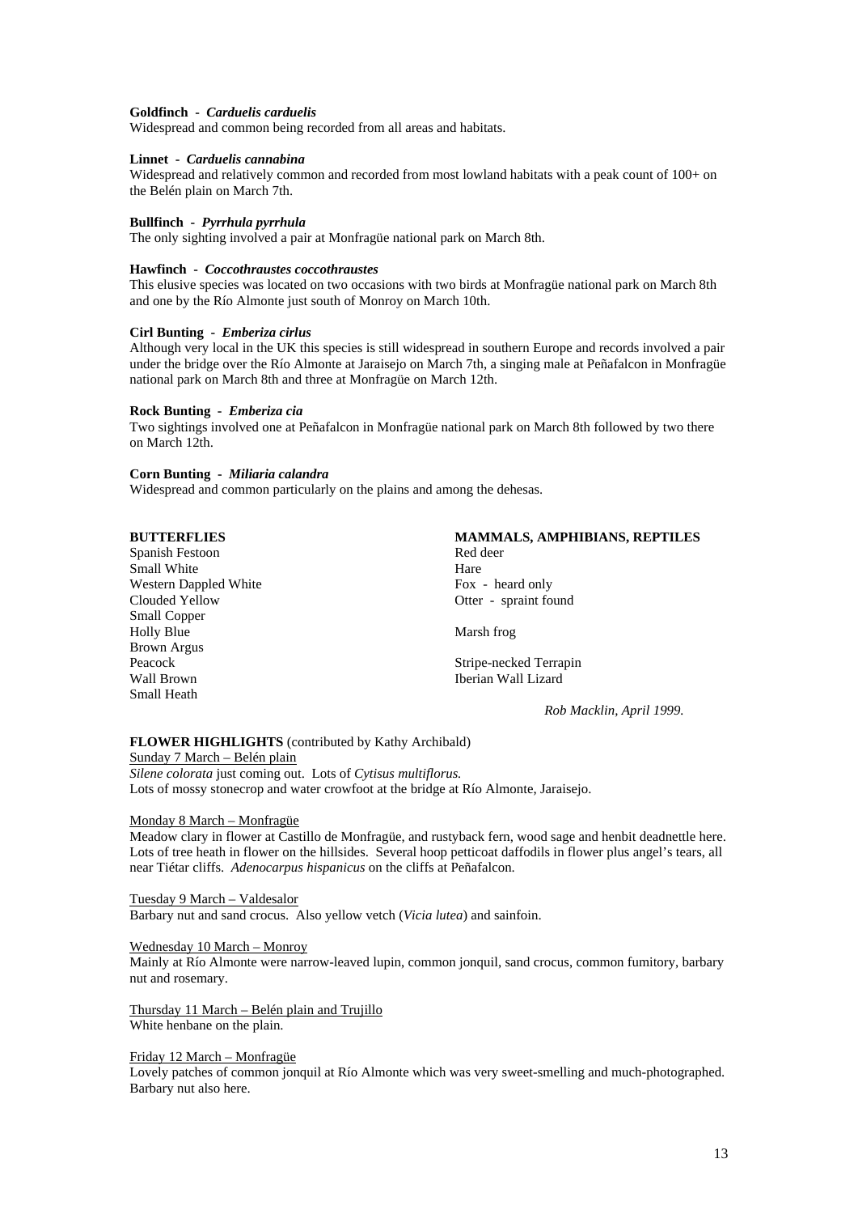**Goldfinch - *Carduelis carduelis***
Widespread and common being recorded from all areas and habitats.

**Linnet - *Carduelis cannabina***
Widespread and relatively common and recorded from most lowland habitats with a peak count of 100+ on the Belén plain on March 7th.

**Bullfinch - *Pyrrhula pyrrhula***
The only sighting involved a pair at Monfragüe national park on March 8th.

**Hawfinch - *Coccothraustes coccothraustes***
This elusive species was located on two occasions with two birds at Monfragüe national park on March 8th and one by the Río Almonte just south of Monroy on March 10th.

**Cirl Bunting - *Emberiza cirlus***
Although very local in the UK this species is still widespread in southern Europe and records involved a pair under the bridge over the Río Almonte at Jaraisejo on March 7th, a singing male at Peñafalcon in Monfragüe national park on March 8th and three at Monfragüe on March 12th.

**Rock Bunting - *Emberiza cia***
Two sightings involved one at Peñafalcon in Monfragüe national park on March 8th followed by two there on March 12th.

**Corn Bunting - *Miliaria calandra***
Widespread and common particularly on the plains and among the dehesas.

**BUTTERFLIES**

Spanish Festoon
Small White
Western Dappled White
Clouded Yellow
Small Copper
Holly Blue
Brown Argus
Peacock
Wall Brown
Small Heath

**MAMMALS, AMPHIBIANS, REPTILES**

Red deer
Hare
Fox - heard only
Otter - spraint found

Marsh frog

Stripe-necked Terrapin
Iberian Wall Lizard

*Rob Macklin, April 1999.*

**FLOWER HIGHLIGHTS** (contributed by Kathy Archibald)

Sunday 7 March – Belén plain
*Silene colorata* just coming out. Lots of *Cytisus multiflorus.*
Lots of mossy stonecrop and water crowfoot at the bridge at Río Almonte, Jaraisejo.

Monday 8 March – Monfragüe
Meadow clary in flower at Castillo de Monfragüe, and rustyback fern, wood sage and henbit deadnettle here. Lots of tree heath in flower on the hillsides. Several hoop petticoat daffodils in flower plus angel's tears, all near Tiétar cliffs. *Adenocarpus hispanicus* on the cliffs at Peñafalcon.

Tuesday 9 March – Valdesalor
Barbary nut and sand crocus. Also yellow vetch (*Vicia lutea*) and sainfoin.

Wednesday 10 March – Monroy
Mainly at Río Almonte were narrow-leaved lupin, common jonquil, sand crocus, common fumitory, barbary nut and rosemary.

Thursday 11 March – Belén plain and Trujillo
White henbane on the plain.

Friday 12 March – Monfragüe
Lovely patches of common jonquil at Río Almonte which was very sweet-smelling and much-photographed. Barbary nut also here.